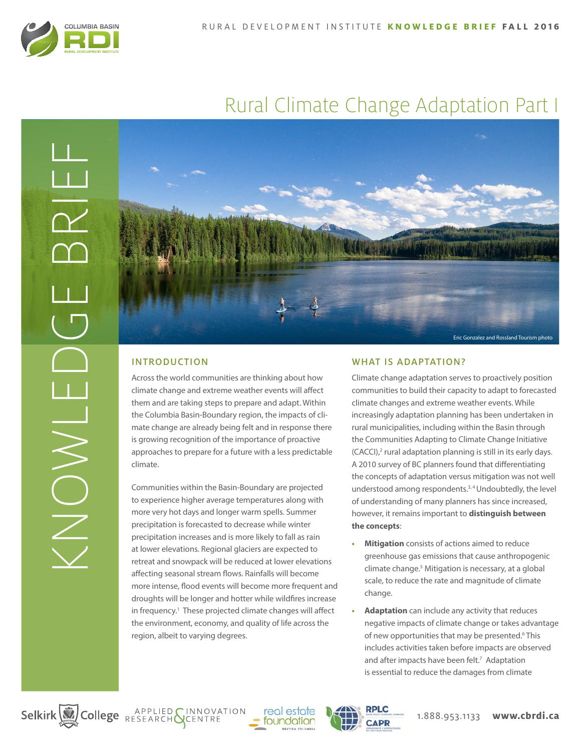# Rural Climate Change Adaptation Part I

Eric Gonzalez and Rossland Tourism photo

## INTRODUCTION

Across the world communities are thinking about how climate change and extreme weather events will affect them and are taking steps to prepare and adapt. Within the Columbia Basin-Boundary region, the impacts of climate change are already being felt and in response there is growing recognition of the importance of proactive approaches to prepare for a future with a less predictable climate.

Communities within the Basin-Boundary are projected to experience higher average temperatures along with more very hot days and longer warm spells. Summer precipitation is forecasted to decrease while winter precipitation increases and is more likely to fall as rain at lower elevations. Regional glaciers are expected to retreat and snowpack will be reduced at lower elevations affecting seasonal stream flows. Rainfalls will become more intense, flood events will become more frequent and droughts will be longer and hotter while wildfires increase in frequency.[1] These projected climate changes will affect the environment, economy, and quality of life across the region, albeit to varying degrees.

## WHAT IS ADAPTATION?

Climate change adaptation serves to proactively position communities to build their capacity to adapt to forecasted climate changes and extreme weather events. While increasingly adaptation planning has been undertaken in rural municipalities, including within the Basin through the Communities Adapting to Climate Change Initiative (CACCI),[2] rural adaptation planning is still in its early days. A 2010 survey of BC planners found that differentiating the concepts of adaptation versus mitigation was not well understood among respondents.[3,4] Undoubtedly, the level of understanding of many planners has since increased, however, it remains important to **distinguish between the concepts**:

- **Mitigation** consists of actions aimed to reduce greenhouse gas emissions that cause anthropogenic climate change.[5] Mitigation is necessary, at a global scale, to reduce the rate and magnitude of climate change.
- **Adaptation** can include any activity that reduces negative impacts of climate change or takes advantage of new opportunities that may be presented.[6] This includes activities taken before impacts are observed and after impacts have been felt.[7] Adaptation is essential to reduce the damages from climate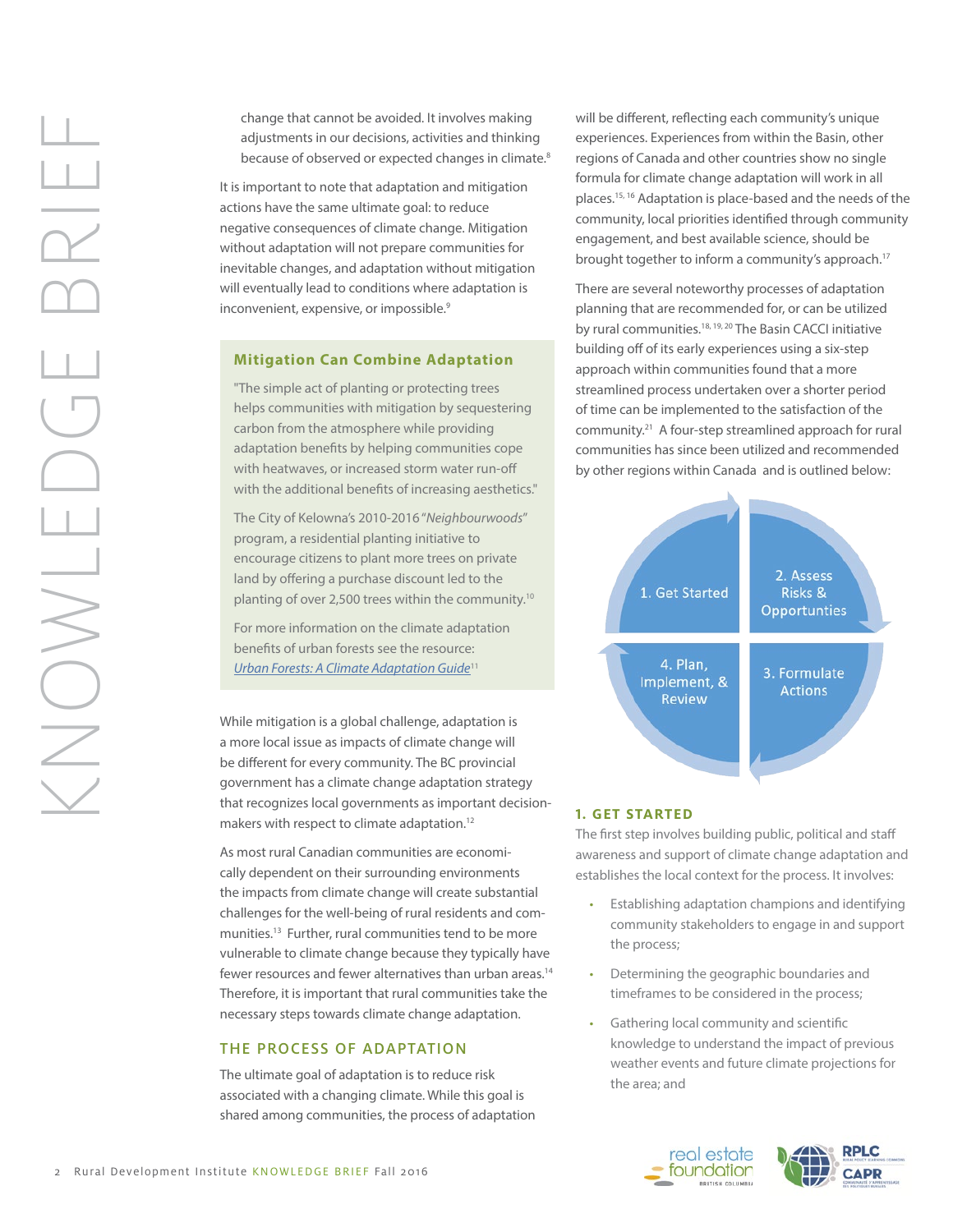change that cannot be avoided. It involves making adjustments in our decisions, activities and thinking because of observed or expected changes in climate.[8]

It is important to note that adaptation and mitigation actions have the same ultimate goal: to reduce negative consequences of climate change. Mitigation without adaptation will not prepare communities for inevitable changes, and adaptation without mitigation will eventually lead to conditions where adaptation is inconvenient, expensive, or impossible.[9]

### Mitigation Can Combine Adaptation

"The simple act of planting or protecting trees helps communities with mitigation by sequestering carbon from the atmosphere while providing adaptation benefits by helping communities cope with heatwaves, or increased storm water run-off with the additional benefits of increasing aesthetics."

The City of Kelowna's 2010-2016 "*Neighbourwoods*" program, a residential planting initiative to encourage citizens to plant more trees on private land by offering a purchase discount led to the planting of over 2,500 trees within the community.[10]

For more information on the climate adaptation benefits of urban forests see the resource: *Urban Forests: A Climate Adaptation Guide*[11]

While mitigation is a global challenge, adaptation is a more local issue as impacts of climate change will be different for every community. The BC provincial government has a climate change adaptation strategy that recognizes local governments as important decision-makers with respect to climate adaptation.[12]

As most rural Canadian communities are economically dependent on their surrounding environments the impacts from climate change will create substantial challenges for the well-being of rural residents and communities.[13] Further, rural communities tend to be more vulnerable to climate change because they typically have fewer resources and fewer alternatives than urban areas.[14] Therefore, it is important that rural communities take the necessary steps towards climate change adaptation.

## THE PROCESS OF ADAPTATION

The ultimate goal of adaptation is to reduce risk associated with a changing climate. While this goal is shared among communities, the process of adaptation will be different, reflecting each community's unique experiences. Experiences from within the Basin, other regions of Canada and other countries show no single formula for climate change adaptation will work in all places.[15, 16] Adaptation is place-based and the needs of the community, local priorities identified through community engagement, and best available science, should be brought together to inform a community's approach.[17]

There are several noteworthy processes of adaptation planning that are recommended for, or can be utilized by rural communities.[18, 19, 20] The Basin CACCI initiative building off of its early experiences using a six-step approach within communities found that a more streamlined process undertaken over a shorter period of time can be implemented to the satisfaction of the community.[21] A four-step streamlined approach for rural communities has since been utilized and recommended by other regions within Canada and is outlined below:

1. Get Started
2. Assess Risks & Opportunties
3. Formulate Actions
4. Plan, Implement, & Review

### 1. GET STARTED

The first step involves building public, political and staff awareness and support of climate change adaptation and establishes the local context for the process. It involves:

- Establishing adaptation champions and identifying community stakeholders to engage in and support the process;
- Determining the geographic boundaries and timeframes to be considered in the process;
- Gathering local community and scientific knowledge to understand the impact of previous weather events and future climate projections for the area; and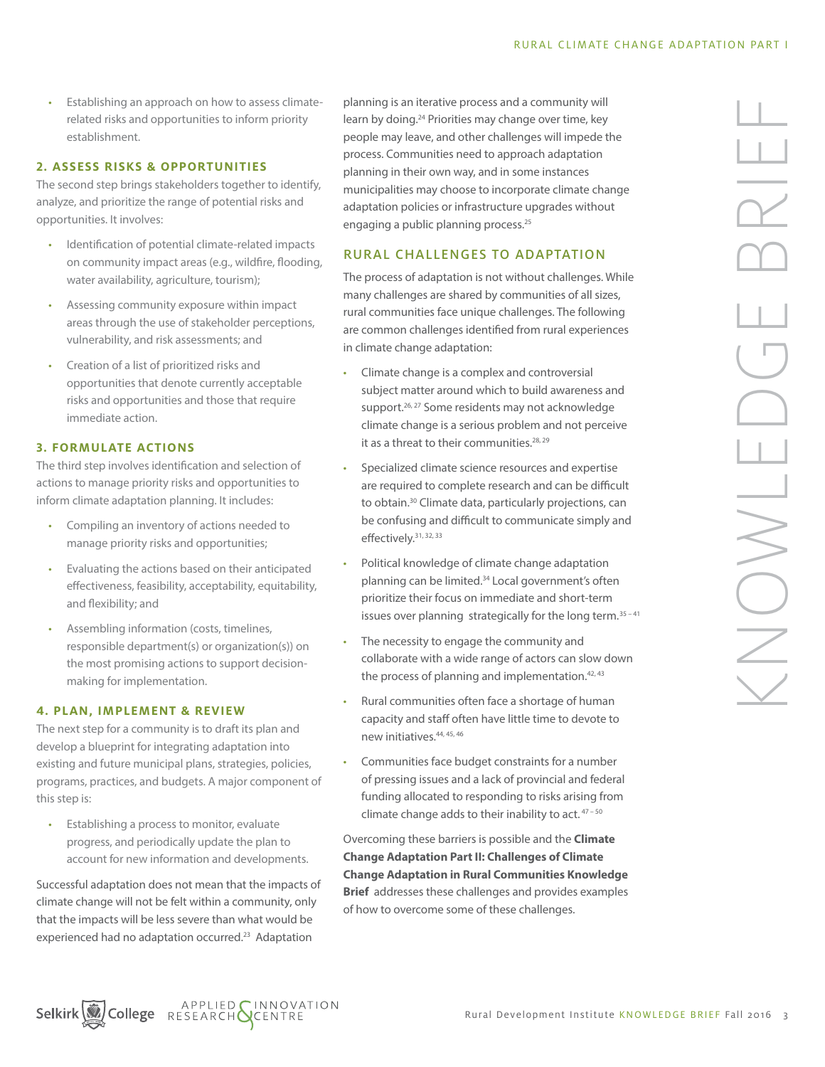- Establishing an approach on how to assess climate-related risks and opportunities to inform priority establishment.

### 2. ASSESS RISKS & OPPORTUNITIES

The second step brings stakeholders together to identify, analyze, and prioritize the range of potential risks and opportunities. It involves:

- Identification of potential climate-related impacts on community impact areas (e.g., wildfire, flooding, water availability, agriculture, tourism);
- Assessing community exposure within impact areas through the use of stakeholder perceptions, vulnerability, and risk assessments; and
- Creation of a list of prioritized risks and opportunities that denote currently acceptable risks and opportunities and those that require immediate action.

### 3. FORMULATE ACTIONS

The third step involves identification and selection of actions to manage priority risks and opportunities to inform climate adaptation planning. It includes:

- Compiling an inventory of actions needed to manage priority risks and opportunities;
- Evaluating the actions based on their anticipated effectiveness, feasibility, acceptability, equitability, and flexibility; and
- Assembling information (costs, timelines, responsible department(s) or organization(s)) on the most promising actions to support decision-making for implementation.

### 4. PLAN, IMPLEMENT & REVIEW

The next step for a community is to draft its plan and develop a blueprint for integrating adaptation into existing and future municipal plans, strategies, policies, programs, practices, and budgets. A major component of this step is:

- Establishing a process to monitor, evaluate progress, and periodically update the plan to account for new information and developments.

Successful adaptation does not mean that the impacts of climate change will not be felt within a community, only that the impacts will be less severe than what would be experienced had no adaptation occurred.[23] Adaptation planning is an iterative process and a community will learn by doing.[24] Priorities may change over time, key people may leave, and other challenges will impede the process. Communities need to approach adaptation planning in their own way, and in some instances municipalities may choose to incorporate climate change adaptation policies or infrastructure upgrades without engaging a public planning process.[25]

## RURAL CHALLENGES TO ADAPTATION

The process of adaptation is not without challenges. While many challenges are shared by communities of all sizes, rural communities face unique challenges. The following are common challenges identified from rural experiences in climate change adaptation:

- Climate change is a complex and controversial subject matter around which to build awareness and support.[26, 27] Some residents may not acknowledge climate change is a serious problem and not perceive it as a threat to their communities.[28, 29]
- Specialized climate science resources and expertise are required to complete research and can be difficult to obtain.[30] Climate data, particularly projections, can be confusing and difficult to communicate simply and effectively.[31, 32, 33]
- Political knowledge of climate change adaptation planning can be limited.[34] Local government's often prioritize their focus on immediate and short-term issues over planning strategically for the long term.[35 – 41]
- The necessity to engage the community and collaborate with a wide range of actors can slow down the process of planning and implementation.[42, 43]
- Rural communities often face a shortage of human capacity and staff often have little time to devote to new initiatives.[44, 45, 46]
- Communities face budget constraints for a number of pressing issues and a lack of provincial and federal funding allocated to responding to risks arising from climate change adds to their inability to act.[47 – 50]

Overcoming these barriers is possible and the **Climate Change Adaptation Part II: Challenges of Climate Change Adaptation in Rural Communities Knowledge Brief** addresses these challenges and provides examples of how to overcome some of these challenges.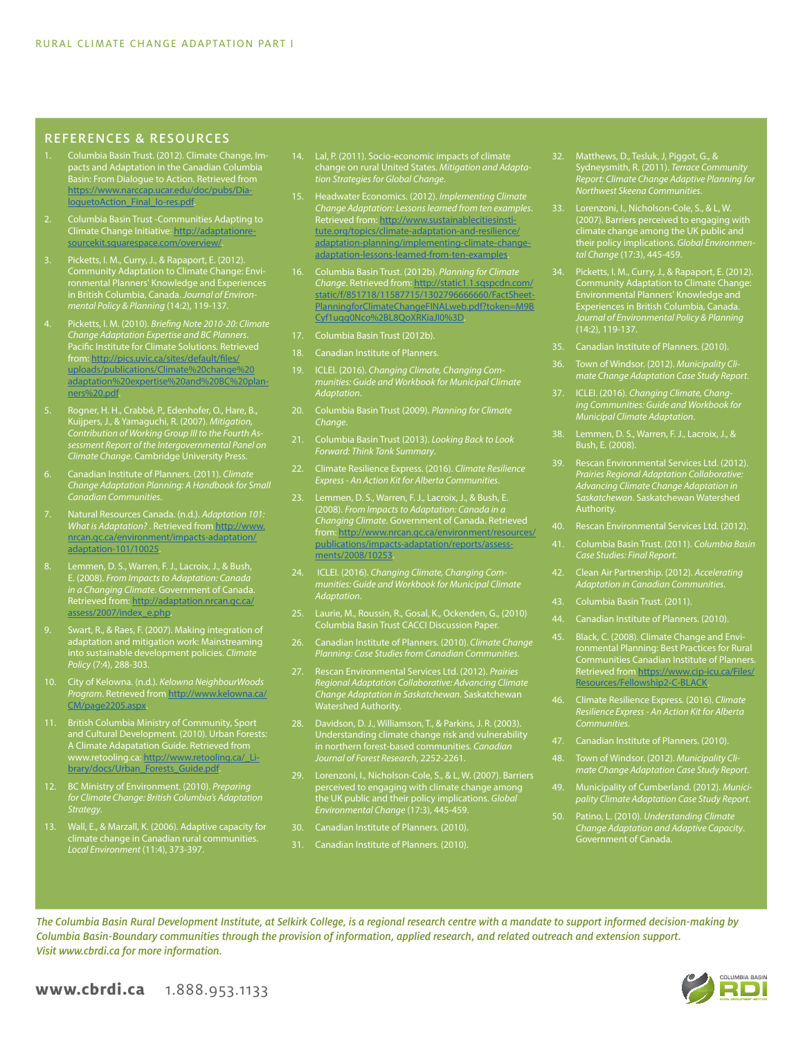## REFERENCES & RESOURCES

1. Columbia Basin Trust. (2012). Climate Change, Impacts and Adaptation in the Canadian Columbia Basin: From Dialogue to Action. Retrieved from https://www.narccap.ucar.edu/doc/pubs/DialoguetoAction_Final_lo-res.pdf.
2. Columbia Basin Trust -Communities Adapting to Climate Change Initiative: http://adaptationresourcekit.squarespace.com/overview/.
3. Picketts, I. M., Curry, J., & Rapaport, E. (2012). Community Adaptation to Climate Change: Environmental Planners' Knowledge and Experiences in British Columbia, Canada. *Journal of Environmental Policy & Planning* (14:2), 119-137.
4. Picketts, I. M. (2010). *Briefing Note 2010-20: Climate Change Adaptation Expertise and BC Planners*. Pacific Institute for Climate Solutions. Retrieved from: http://pics.uvic.ca/sites/default/files/uploads/publications/Climate%20change%20adaptation%20expertise%20and%20BC%20planners%20.pdf.
5. Rogner, H. H., Crabbé, P., Edenhofer, O., Hare, B., Kuijpers, J., & Yamaguchi, R. (2007). *Mitigation, Contribution of Working Group III to the Fourth Assessment Report of the Intergovernmental Panel on Climate Change*. Cambridge University Press.
6. Canadian Institute of Planners. (2011). *Climate Change Adaptation Planning: A Handbook for Small Canadian Communities*.
7. Natural Resources Canada. (n.d.). *Adaptation 101: What is Adaptation?* . Retrieved from http://www.nrcan.gc.ca/environment/impacts-adaptation/adaptation-101/10025.
8. Lemmen, D. S., Warren, F. J., Lacroix, J., & Bush, E. (2008). *From Impacts to Adaptation: Canada in a Changing Climate*. Government of Canada. Retrieved from: http://adaptation.nrcan.gc.ca/assess/2007/index_e.php.
9. Swart, R., & Raes, F. (2007). Making integration of adaptation and mitigation work: Mainstreaming into sustainable development policies. *Climate Policy* (7:4), 288-303.
10. City of Kelowna. (n.d.). *Kelowna NeighbourWoods Program*. Retrieved from http://www.kelowna.ca/CM/page2205.aspx.
11. British Columbia Ministry of Community, Sport and Cultural Development. (2010). Urban Forests: A Climate Adapatation Guide. Retrieved from www.retooling.ca: http://www.retooling.ca/_Library/docs/Urban_Forests_Guide.pdf.
12. BC Ministry of Environment. (2010). *Preparing for Climate Change: British Columbia's Adaptation Strategy*.
13. Wall, E., & Marzall, K. (2006). Adaptive capacity for climate change in Canadian rural communities. *Local Environment* (11:4), 373-397.
14. Lal, P. (2011). Socio-economic impacts of climate change on rural United States. *Mitigation and Adaptation Strategies for Global Change*.
15. Headwater Economics. (2012). *Implementing Climate Change Adaptation: Lessons learned from ten examples*. Retrieved from: http://www.sustainablecitiesinstitute.org/topics/climate-adaptation-and-resilience/adaptation-planning/implementing-climate-change-adaptation-lessons-learned-from-ten-examples.
16. Columbia Basin Trust. (2012b). *Planning for Climate Change*. Retrieved from: http://static1.1.sqspcdn.com/static/f/851718/11587715/1302796666660/FactSheet-PlanningforClimateChangeFINALweb.pdf?token=M9BCyf1uqg0Nco%2BL8QoXRKiaJI0%3D.
17. Columbia Basin Trust (2012b).
18. Canadian Institute of Planners.
19. ICLEI. (2016). *Changing Climate, Changing Communities: Guide and Workbook for Municipal Climate Adaptation*.
20. Columbia Basin Trust (2009). *Planning for Climate Change*.
21. Columbia Basin Trust (2013). *Looking Back to Look Forward: Think Tank Summary*.
22. Climate Resilience Express. (2016). *Climate Resilience Express - An Action Kit for Alberta Communities*.
23. Lemmen, D. S., Warren, F. J., Lacroix, J., & Bush, E. (2008). *From Impacts to Adaptation: Canada in a Changing Climate*. Government of Canada. Retrieved from: http://www.nrcan.gc.ca/environment/resources/publications/impacts-adaptation/reports/assessments/2008/10253.
24. ICLEI. (2016). *Changing Climate, Changing Communities: Guide and Workbook for Municipal Climate Adaptation*.
25. Laurie, M., Roussin, R., Gosal, K., Ockenden, G., (2010) Columbia Basin Trust CACCI Discussion Paper.
26. Canadian Institute of Planners. (2010). *Climate Change Planning: Case Studies from Canadian Communities*.
27. Rescan Environmental Services Ltd. (2012). *Prairies Regional Adaptation Collaborative: Advancing Climate Change Adaptation in Saskatchewan*. Saskatchewan Watershed Authority.
28. Davidson, D. J., Williamson, T., & Parkins, J. R. (2003). Understanding climate change risk and vulnerability in northern forest-based communities. *Canadian Journal of Forest Research*, 2252-2261.
29. Lorenzoni, I., Nicholson-Cole, S., & L, W. (2007). Barriers perceived to engaging with climate change among the UK public and their policy implications. *Global Environmental Change* (17:3), 445-459.
30. Canadian Institute of Planners. (2010).
31. Canadian Institute of Planners. (2010).
32. Matthews, D., Tesluk, J, Piggot, G., & Sydneysmith, R. (2011). *Terrace Community Report: Climate Change Adaptive Planning for Northwest Skeena Communities*.
33. Lorenzoni, I., Nicholson-Cole, S., & L, W. (2007). Barriers perceived to engaging with climate change among the UK public and their policy implications. *Global Environmental Change* (17:3), 445-459.
34. Picketts, I. M., Curry, J., & Rapaport, E. (2012). Community Adaptation to Climate Change: Environmental Planners' Knowledge and Experiences in British Columbia, Canada. *Journal of Environmental Policy & Planning* (14:2), 119-137.
35. Canadian Institute of Planners. (2010).
36. Town of Windsor. (2012). *Municipality Climate Change Adaptation Case Study Report*.
37. ICLEI. (2016). *Changing Climate, Changing Communities: Guide and Workbook for Municipal Climate Adaptation*.
38. Lemmen, D. S., Warren, F. J., Lacroix, J., & Bush, E. (2008).
39. Rescan Environmental Services Ltd. (2012). *Prairies Regional Adaptation Collaborative: Advancing Climate Change Adaptation in Saskatchewan*. Saskatchewan Watershed Authority.
40. Rescan Environmental Services Ltd. (2012).
41. Columbia Basin Trust. (2011). *Columbia Basin Case Studies: Final Report*.
42. Clean Air Partnership. (2012). *Accelerating Adaptation in Canadian Communities*.
43. Columbia Basin Trust. (2011).
44. Canadian Institute of Planners. (2010).
45. Black, C. (2008). Climate Change and Environmental Planning: Best Practices for Rural Communities Canadian Institute of Planners. Retrieved from https://www.cip-icu.ca/Files/Resources/Fellowship2-C-BLACK.
46. Climate Resilience Express. (2016). *Climate Resilience Express - An Action Kit for Alberta Communities*.
47. Canadian Institute of Planners. (2010).
48. Town of Windsor. (2012). *Municipality Climate Change Adaptation Case Study Report*.
49. Municipality of Cumberland. (2012). *Municipality Climate Adaptation Case Study Report*.
50. Patino, L. (2010). *Understanding Climate Change Adaptation and Adaptive Capacity*. Government of Canada.

*The Columbia Basin Rural Development Institute, at Selkirk College, is a regional research centre with a mandate to support informed decision-making by Columbia Basin-Boundary communities through the provision of information, applied research, and related outreach and extension support. Visit www.cbrdi.ca for more information.*

**www.cbrdi.ca** 1.888.953.1133